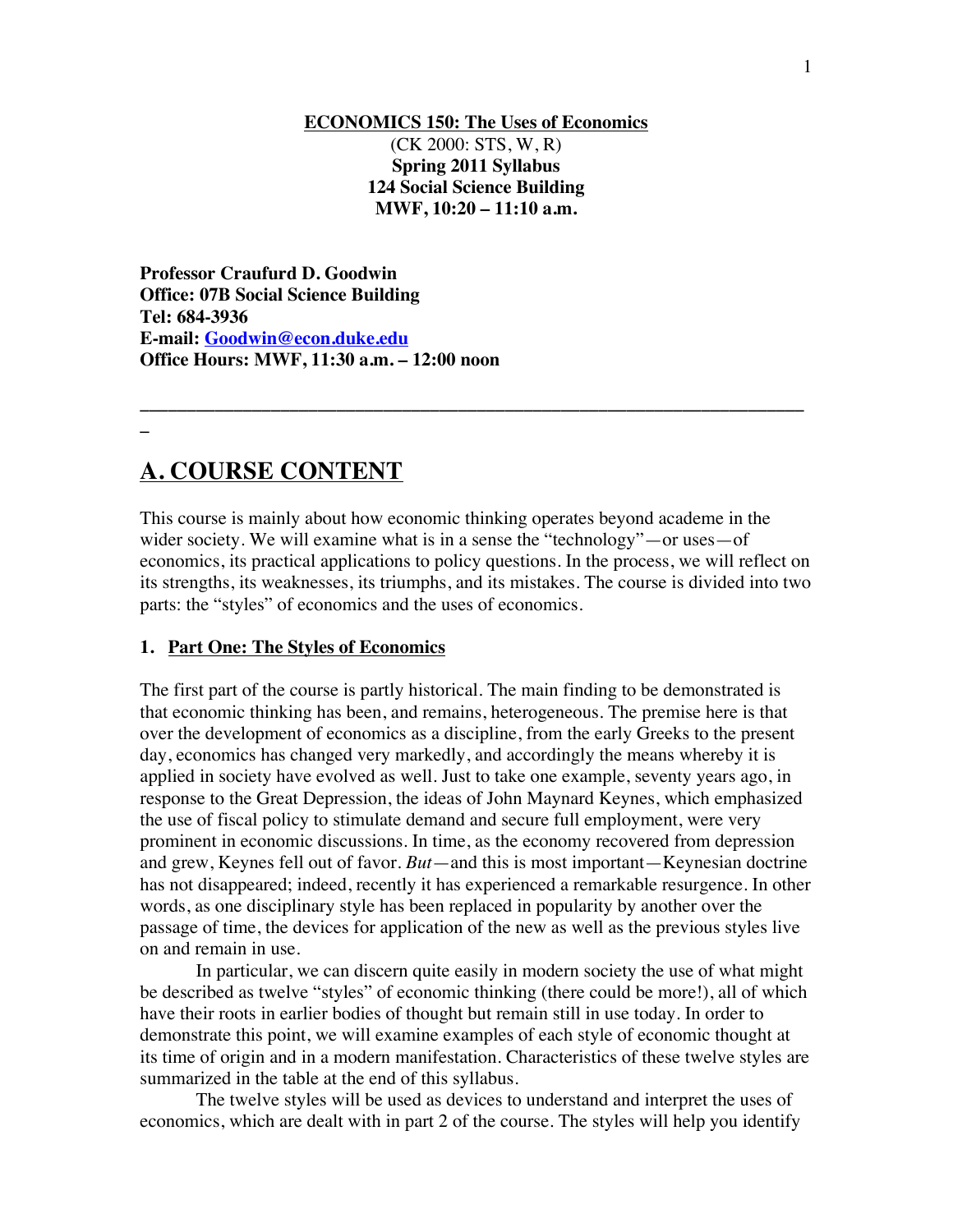**ECONOMICS 150: The Uses of Economics**

(CK 2000: STS, W, R)

**Spring 2011 Syllabus**

**124 Social Science Building**

**MWF, 10:20 – 11:10 a.m.**

**Professor Craufurd D. Goodwin**
**Office: 07B Social Science Building**
**Tel: 684-3936**
**E-mail: [Goodwin@econ.duke.edu](mailto:Goodwin@econ.duke.edu)**
**Office Hours: MWF, 11:30 a.m. – 12:00 noon**

---

## A. COURSE CONTENT

This course is mainly about how economic thinking operates beyond academe in the wider society. We will examine what is in a sense the "technology"—or uses—of economics, its practical applications to policy questions. In the process, we will reflect on its strengths, its weaknesses, its triumphs, and its mistakes. The course is divided into two parts: the "styles" of economics and the uses of economics.

### 1. Part One: The Styles of Economics

The first part of the course is partly historical. The main finding to be demonstrated is that economic thinking has been, and remains, heterogeneous. The premise here is that over the development of economics as a discipline, from the early Greeks to the present day, economics has changed very markedly, and accordingly the means whereby it is applied in society have evolved as well. Just to take one example, seventy years ago, in response to the Great Depression, the ideas of John Maynard Keynes, which emphasized the use of fiscal policy to stimulate demand and secure full employment, were very prominent in economic discussions. In time, as the economy recovered from depression and grew, Keynes fell out of favor. *But*—and this is most important—Keynesian doctrine has not disappeared; indeed, recently it has experienced a remarkable resurgence. In other words, as one disciplinary style has been replaced in popularity by another over the passage of time, the devices for application of the new as well as the previous styles live on and remain in use.

In particular, we can discern quite easily in modern society the use of what might be described as twelve "styles" of economic thinking (there could be more!), all of which have their roots in earlier bodies of thought but remain still in use today. In order to demonstrate this point, we will examine examples of each style of economic thought at its time of origin and in a modern manifestation. Characteristics of these twelve styles are summarized in the table at the end of this syllabus.

The twelve styles will be used as devices to understand and interpret the uses of economics, which are dealt with in part 2 of the course. The styles will help you identify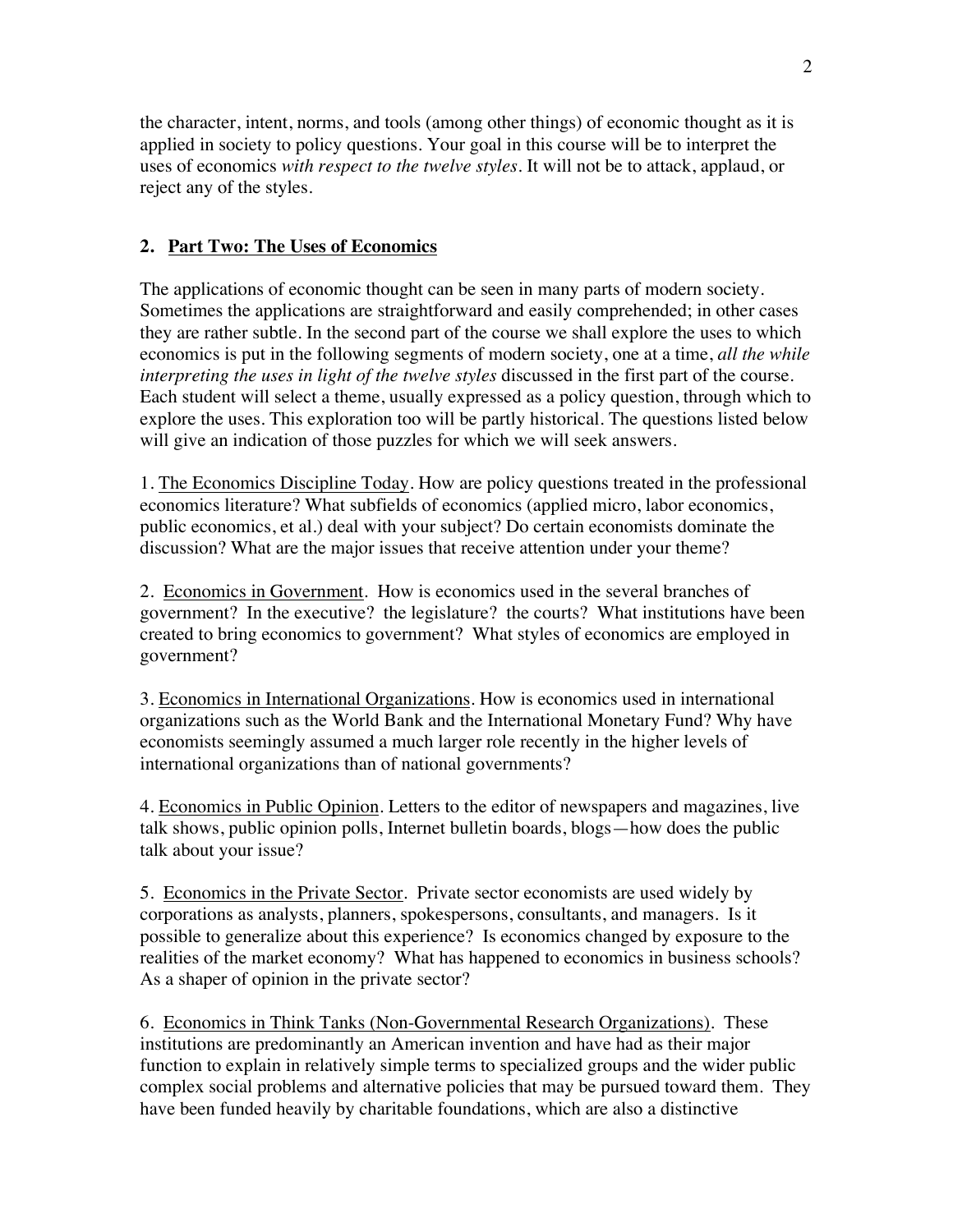the character, intent, norms, and tools (among other things) of economic thought as it is applied in society to policy questions. Your goal in this course will be to interpret the uses of economics *with respect to the twelve styles*. It will not be to attack, applaud, or reject any of the styles.

## 2. Part Two: The Uses of Economics

The applications of economic thought can be seen in many parts of modern society. Sometimes the applications are straightforward and easily comprehended; in other cases they are rather subtle. In the second part of the course we shall explore the uses to which economics is put in the following segments of modern society, one at a time, *all the while interpreting the uses in light of the twelve styles* discussed in the first part of the course. Each student will select a theme, usually expressed as a policy question, through which to explore the uses. This exploration too will be partly historical. The questions listed below will give an indication of those puzzles for which we will seek answers.

1. The Economics Discipline Today. How are policy questions treated in the professional economics literature? What subfields of economics (applied micro, labor economics, public economics, et al.) deal with your subject? Do certain economists dominate the discussion? What are the major issues that receive attention under your theme?

2. Economics in Government. How is economics used in the several branches of government? In the executive? the legislature? the courts? What institutions have been created to bring economics to government? What styles of economics are employed in government?

3. Economics in International Organizations. How is economics used in international organizations such as the World Bank and the International Monetary Fund? Why have economists seemingly assumed a much larger role recently in the higher levels of international organizations than of national governments?

4. Economics in Public Opinion. Letters to the editor of newspapers and magazines, live talk shows, public opinion polls, Internet bulletin boards, blogs—how does the public talk about your issue?

5. Economics in the Private Sector. Private sector economists are used widely by corporations as analysts, planners, spokespersons, consultants, and managers. Is it possible to generalize about this experience? Is economics changed by exposure to the realities of the market economy? What has happened to economics in business schools? As a shaper of opinion in the private sector?

6. Economics in Think Tanks (Non-Governmental Research Organizations). These institutions are predominantly an American invention and have had as their major function to explain in relatively simple terms to specialized groups and the wider public complex social problems and alternative policies that may be pursued toward them. They have been funded heavily by charitable foundations, which are also a distinctive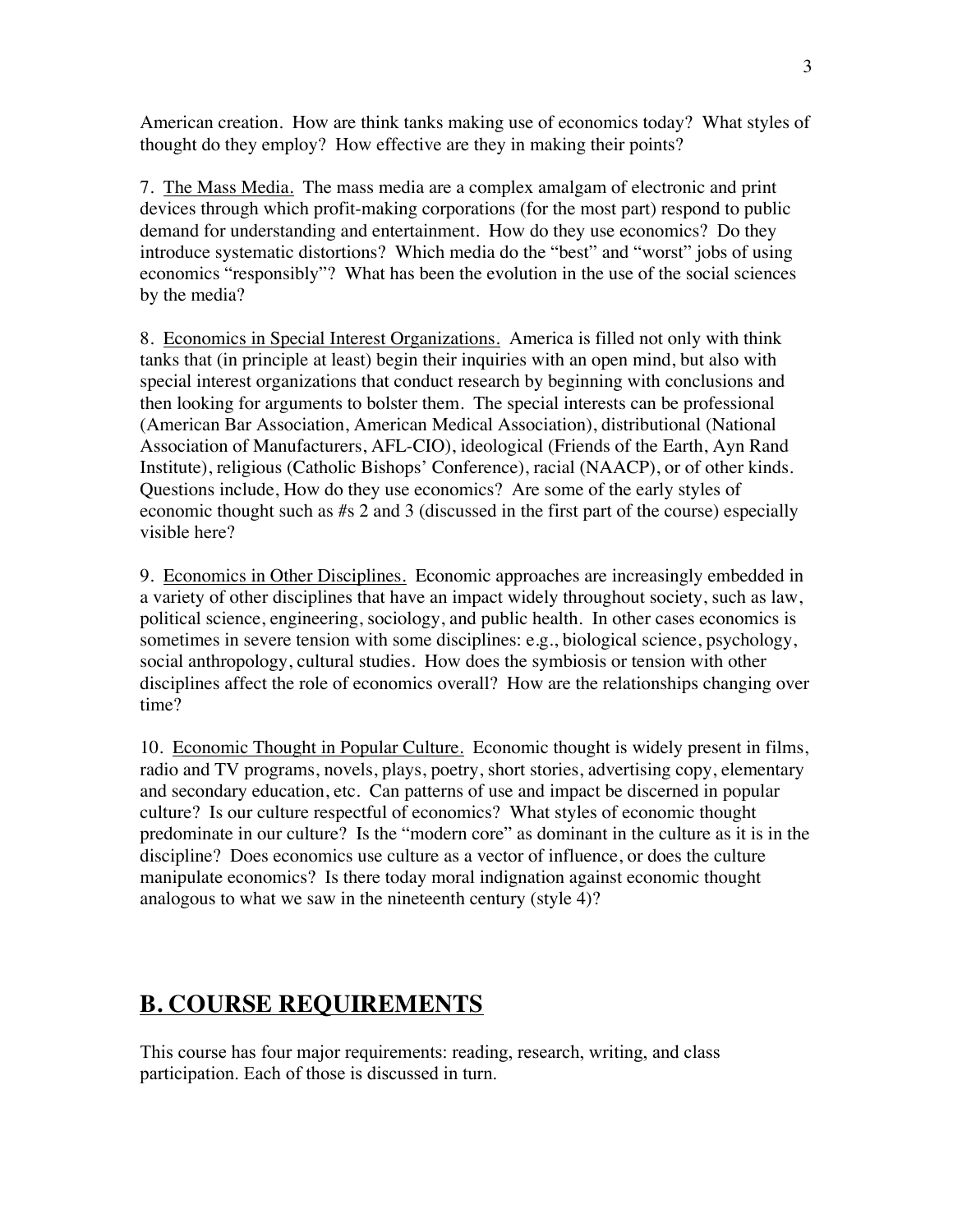American creation. How are think tanks making use of economics today? What styles of thought do they employ? How effective are they in making their points?

7. <u>The Mass Media.</u> The mass media are a complex amalgam of electronic and print devices through which profit-making corporations (for the most part) respond to public demand for understanding and entertainment. How do they use economics? Do they introduce systematic distortions? Which media do the "best" and "worst" jobs of using economics "responsibly"? What has been the evolution in the use of the social sciences by the media?

8. <u>Economics in Special Interest Organizations.</u> America is filled not only with think tanks that (in principle at least) begin their inquiries with an open mind, but also with special interest organizations that conduct research by beginning with conclusions and then looking for arguments to bolster them. The special interests can be professional (American Bar Association, American Medical Association), distributional (National Association of Manufacturers, AFL-CIO), ideological (Friends of the Earth, Ayn Rand Institute), religious (Catholic Bishops' Conference), racial (NAACP), or of other kinds. Questions include, How do they use economics? Are some of the early styles of economic thought such as #s 2 and 3 (discussed in the first part of the course) especially visible here?

9. <u>Economics in Other Disciplines.</u> Economic approaches are increasingly embedded in a variety of other disciplines that have an impact widely throughout society, such as law, political science, engineering, sociology, and public health. In other cases economics is sometimes in severe tension with some disciplines: e.g., biological science, psychology, social anthropology, cultural studies. How does the symbiosis or tension with other disciplines affect the role of economics overall? How are the relationships changing over time?

10. <u>Economic Thought in Popular Culture.</u> Economic thought is widely present in films, radio and TV programs, novels, plays, poetry, short stories, advertising copy, elementary and secondary education, etc. Can patterns of use and impact be discerned in popular culture? Is our culture respectful of economics? What styles of economic thought predominate in our culture? Is the "modern core" as dominant in the culture as it is in the discipline? Does economics use culture as a vector of influence, or does the culture manipulate economics? Is there today moral indignation against economic thought analogous to what we saw in the nineteenth century (style 4)?

## B. COURSE REQUIREMENTS

This course has four major requirements: reading, research, writing, and class participation. Each of those is discussed in turn.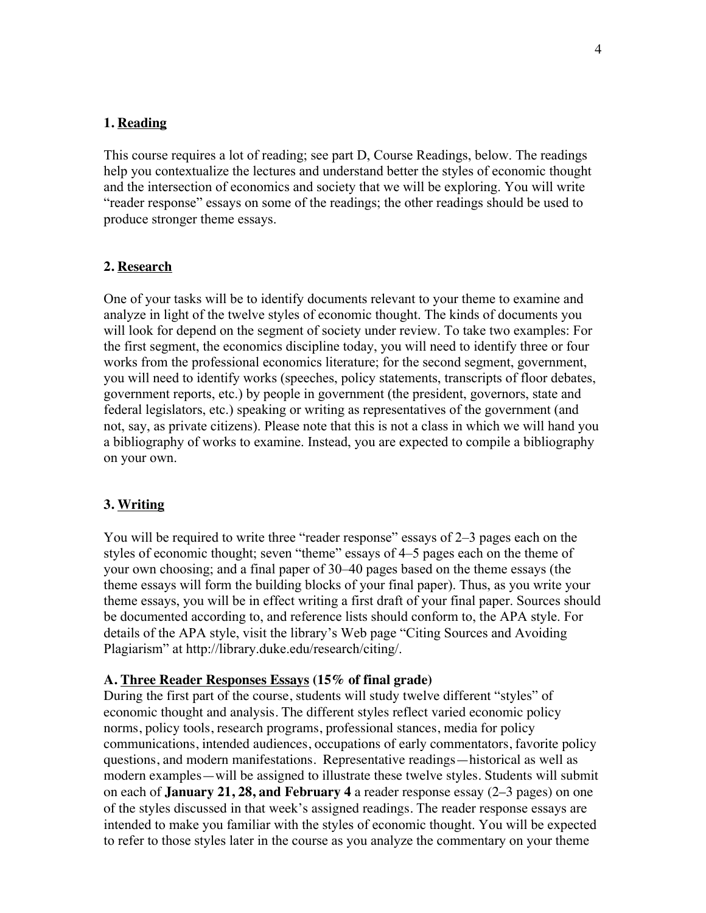## 1. <u>Reading</u>

This course requires a lot of reading; see part D, Course Readings, below. The readings help you contextualize the lectures and understand better the styles of economic thought and the intersection of economics and society that we will be exploring. You will write "reader response" essays on some of the readings; the other readings should be used to produce stronger theme essays.

## 2. <u>Research</u>

One of your tasks will be to identify documents relevant to your theme to examine and analyze in light of the twelve styles of economic thought. The kinds of documents you will look for depend on the segment of society under review. To take two examples: For the first segment, the economics discipline today, you will need to identify three or four works from the professional economics literature; for the second segment, government, you will need to identify works (speeches, policy statements, transcripts of floor debates, government reports, etc.) by people in government (the president, governors, state and federal legislators, etc.) speaking or writing as representatives of the government (and not, say, as private citizens). Please note that this is not a class in which we will hand you a bibliography of works to examine. Instead, you are expected to compile a bibliography on your own.

## 3. <u>Writing</u>

You will be required to write three "reader response" essays of 2–3 pages each on the styles of economic thought; seven "theme" essays of 4–5 pages each on the theme of your own choosing; and a final paper of 30–40 pages based on the theme essays (the theme essays will form the building blocks of your final paper). Thus, as you write your theme essays, you will be in effect writing a first draft of your final paper. Sources should be documented according to, and reference lists should conform to, the APA style. For details of the APA style, visit the library's Web page "Citing Sources and Avoiding Plagiarism" at http://library.duke.edu/research/citing/.

### A. <u>Three Reader Responses Essays</u> (15% of final grade)

During the first part of the course, students will study twelve different "styles" of economic thought and analysis. The different styles reflect varied economic policy norms, policy tools, research programs, professional stances, media for policy communications, intended audiences, occupations of early commentators, favorite policy questions, and modern manifestations. Representative readings—historical as well as modern examples—will be assigned to illustrate these twelve styles. Students will submit on each of **January 21, 28, and February 4** a reader response essay (2–3 pages) on one of the styles discussed in that week's assigned readings. The reader response essays are intended to make you familiar with the styles of economic thought. You will be expected to refer to those styles later in the course as you analyze the commentary on your theme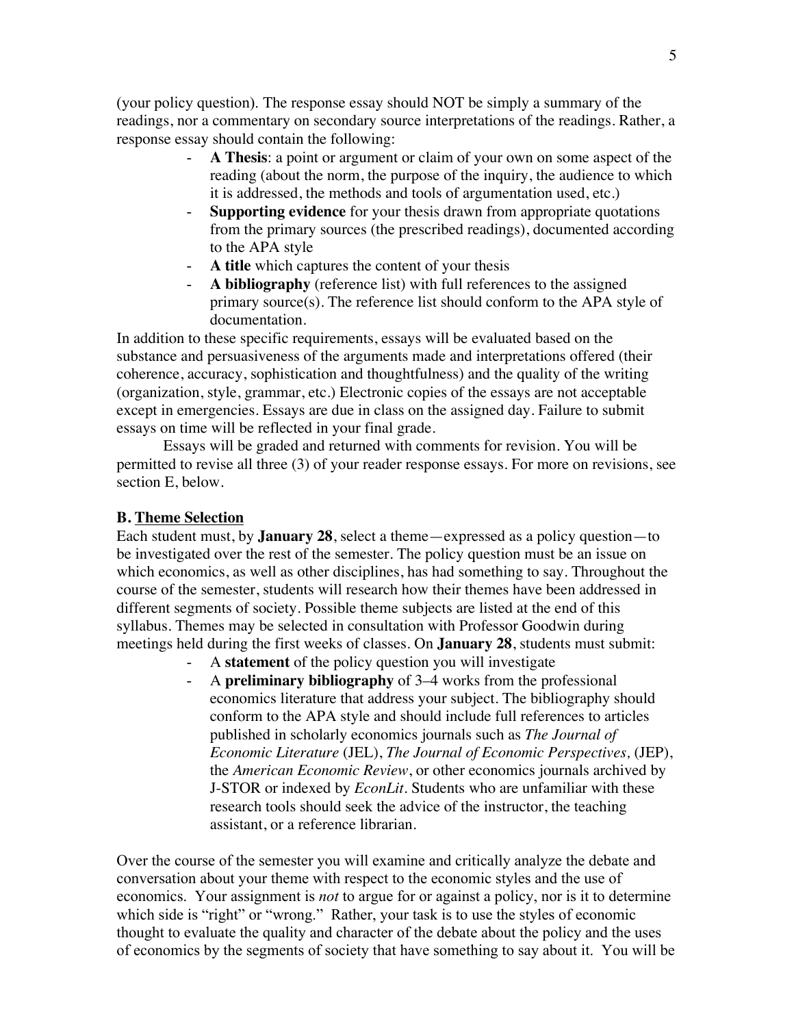(your policy question). The response essay should NOT be simply a summary of the readings, nor a commentary on secondary source interpretations of the readings. Rather, a response essay should contain the following:

- **A Thesis**: a point or argument or claim of your own on some aspect of the reading (about the norm, the purpose of the inquiry, the audience to which it is addressed, the methods and tools of argumentation used, etc.)
- **Supporting evidence** for your thesis drawn from appropriate quotations from the primary sources (the prescribed readings), documented according to the APA style
- **A title** which captures the content of your thesis
- **A bibliography** (reference list) with full references to the assigned primary source(s). The reference list should conform to the APA style of documentation.

In addition to these specific requirements, essays will be evaluated based on the substance and persuasiveness of the arguments made and interpretations offered (their coherence, accuracy, sophistication and thoughtfulness) and the quality of the writing (organization, style, grammar, etc.) Electronic copies of the essays are not acceptable except in emergencies. Essays are due in class on the assigned day. Failure to submit essays on time will be reflected in your final grade.

Essays will be graded and returned with comments for revision. You will be permitted to revise all three (3) of your reader response essays. For more on revisions, see section E, below.

### B. Theme Selection

Each student must, by **January 28**, select a theme—expressed as a policy question—to be investigated over the rest of the semester. The policy question must be an issue on which economics, as well as other disciplines, has had something to say. Throughout the course of the semester, students will research how their themes have been addressed in different segments of society. Possible theme subjects are listed at the end of this syllabus. Themes may be selected in consultation with Professor Goodwin during meetings held during the first weeks of classes. On **January 28**, students must submit:

- A **statement** of the policy question you will investigate
- A **preliminary bibliography** of 3–4 works from the professional economics literature that address your subject. The bibliography should conform to the APA style and should include full references to articles published in scholarly economics journals such as *The Journal of Economic Literature* (JEL), *The Journal of Economic Perspectives,* (JEP), the *American Economic Review*, or other economics journals archived by J-STOR or indexed by *EconLit*. Students who are unfamiliar with these research tools should seek the advice of the instructor, the teaching assistant, or a reference librarian.

Over the course of the semester you will examine and critically analyze the debate and conversation about your theme with respect to the economic styles and the use of economics. Your assignment is *not* to argue for or against a policy, nor is it to determine which side is "right" or "wrong." Rather, your task is to use the styles of economic thought to evaluate the quality and character of the debate about the policy and the uses of economics by the segments of society that have something to say about it. You will be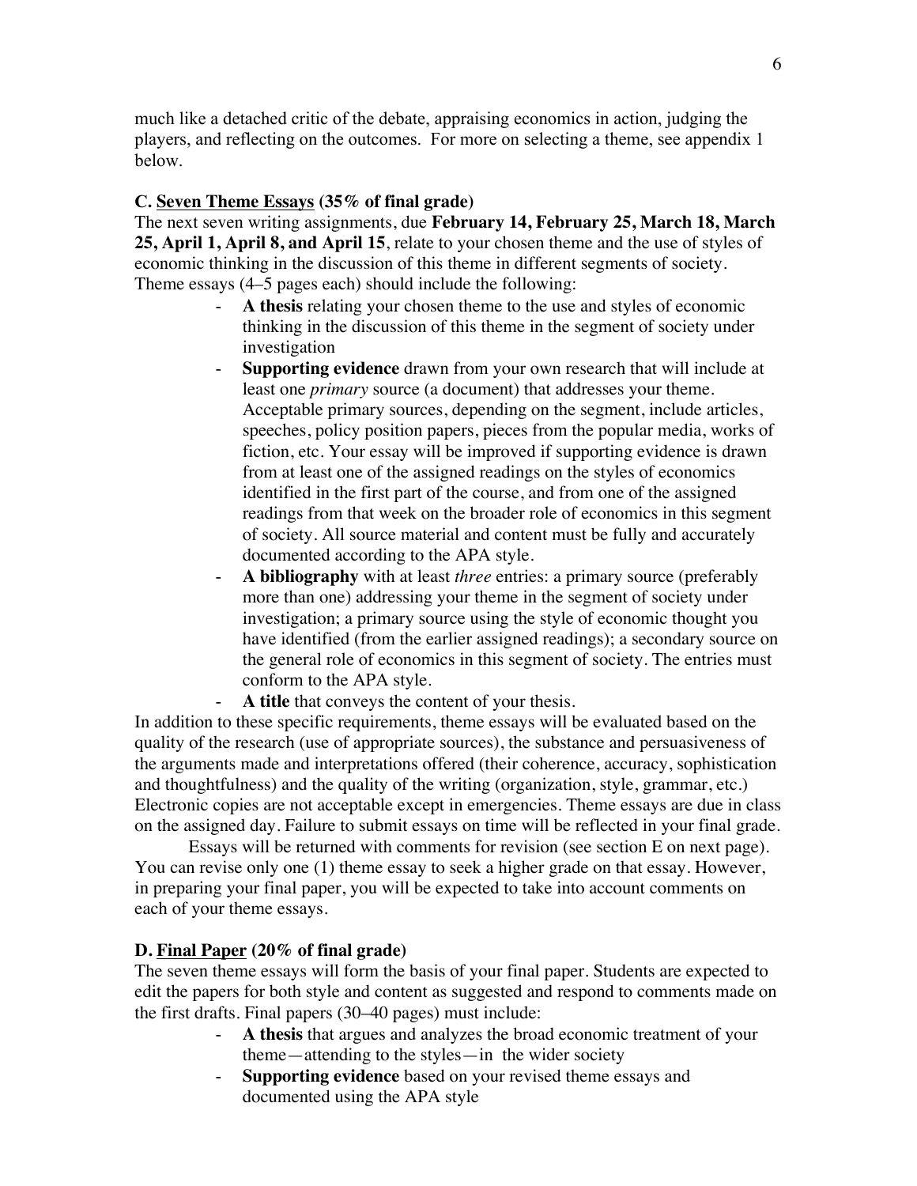much like a detached critic of the debate, appraising economics in action, judging the players, and reflecting on the outcomes. For more on selecting a theme, see appendix 1 below.

### C. Seven Theme Essays (35% of final grade)

The next seven writing assignments, due **February 14, February 25, March 18, March 25, April 1, April 8, and April 15**, relate to your chosen theme and the use of styles of economic thinking in the discussion of this theme in different segments of society. Theme essays (4–5 pages each) should include the following:

- **A thesis** relating your chosen theme to the use and styles of economic thinking in the discussion of this theme in the segment of society under investigation
- **Supporting evidence** drawn from your own research that will include at least one *primary* source (a document) that addresses your theme. Acceptable primary sources, depending on the segment, include articles, speeches, policy position papers, pieces from the popular media, works of fiction, etc. Your essay will be improved if supporting evidence is drawn from at least one of the assigned readings on the styles of economics identified in the first part of the course, and from one of the assigned readings from that week on the broader role of economics in this segment of society. All source material and content must be fully and accurately documented according to the APA style.
- **A bibliography** with at least *three* entries: a primary source (preferably more than one) addressing your theme in the segment of society under investigation; a primary source using the style of economic thought you have identified (from the earlier assigned readings); a secondary source on the general role of economics in this segment of society. The entries must conform to the APA style.
- **A title** that conveys the content of your thesis.

In addition to these specific requirements, theme essays will be evaluated based on the quality of the research (use of appropriate sources), the substance and persuasiveness of the arguments made and interpretations offered (their coherence, accuracy, sophistication and thoughtfulness) and the quality of the writing (organization, style, grammar, etc.) Electronic copies are not acceptable except in emergencies. Theme essays are due in class on the assigned day. Failure to submit essays on time will be reflected in your final grade.

Essays will be returned with comments for revision (see section E on next page). You can revise only one (1) theme essay to seek a higher grade on that essay. However, in preparing your final paper, you will be expected to take into account comments on each of your theme essays.

### D. Final Paper (20% of final grade)

The seven theme essays will form the basis of your final paper. Students are expected to edit the papers for both style and content as suggested and respond to comments made on the first drafts. Final papers (30–40 pages) must include:

- **A thesis** that argues and analyzes the broad economic treatment of your theme—attending to the styles—in the wider society
- **Supporting evidence** based on your revised theme essays and documented using the APA style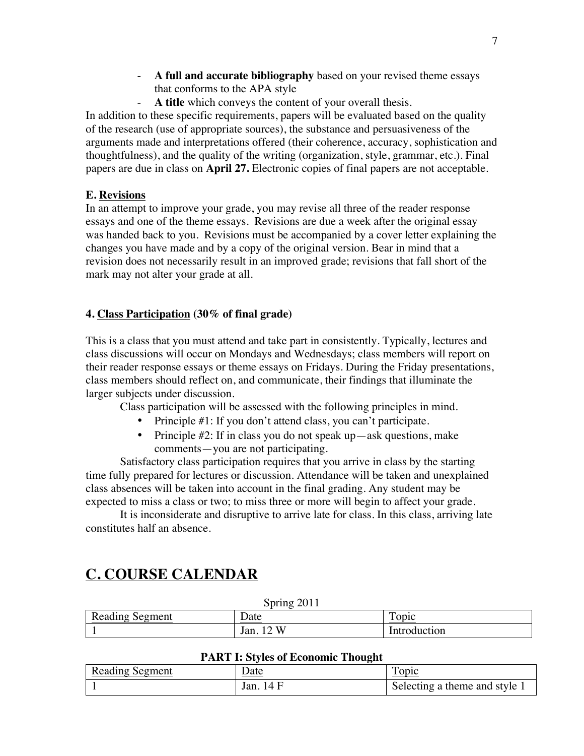- **A full and accurate bibliography** based on your revised theme essays that conforms to the APA style
- **A title** which conveys the content of your overall thesis.

In addition to these specific requirements, papers will be evaluated based on the quality of the research (use of appropriate sources), the substance and persuasiveness of the arguments made and interpretations offered (their coherence, accuracy, sophistication and thoughtfulness), and the quality of the writing (organization, style, grammar, etc.). Final papers are due in class on **April 27.** Electronic copies of final papers are not acceptable.

**E. Revisions**

In an attempt to improve your grade, you may revise all three of the reader response essays and one of the theme essays. Revisions are due a week after the original essay was handed back to you. Revisions must be accompanied by a cover letter explaining the changes you have made and by a copy of the original version. Bear in mind that a revision does not necessarily result in an improved grade; revisions that fall short of the mark may not alter your grade at all.

**4. Class Participation (30% of final grade)**

This is a class that you must attend and take part in consistently. Typically, lectures and class discussions will occur on Mondays and Wednesdays; class members will report on their reader response essays or theme essays on Fridays. During the Friday presentations, class members should reflect on, and communicate, their findings that illuminate the larger subjects under discussion.

Class participation will be assessed with the following principles in mind.

- Principle #1: If you don't attend class, you can't participate.
- Principle #2: If in class you do not speak up—ask questions, make comments—you are not participating.

Satisfactory class participation requires that you arrive in class by the starting time fully prepared for lectures or discussion. Attendance will be taken and unexplained class absences will be taken into account in the final grading. Any student may be expected to miss a class or two; to miss three or more will begin to affect your grade.

It is inconsiderate and disruptive to arrive late for class. In this class, arriving late constitutes half an absence.

# C. COURSE CALENDAR

Spring 2011

| Reading Segment | Date | Topic |
|---|---|---|
| 1 | Jan. 12 W | Introduction |

**PART I: Styles of Economic Thought**

| Reading Segment | Date | Topic |
|---|---|---|
| 1 | Jan. 14 F | Selecting a theme and style 1 |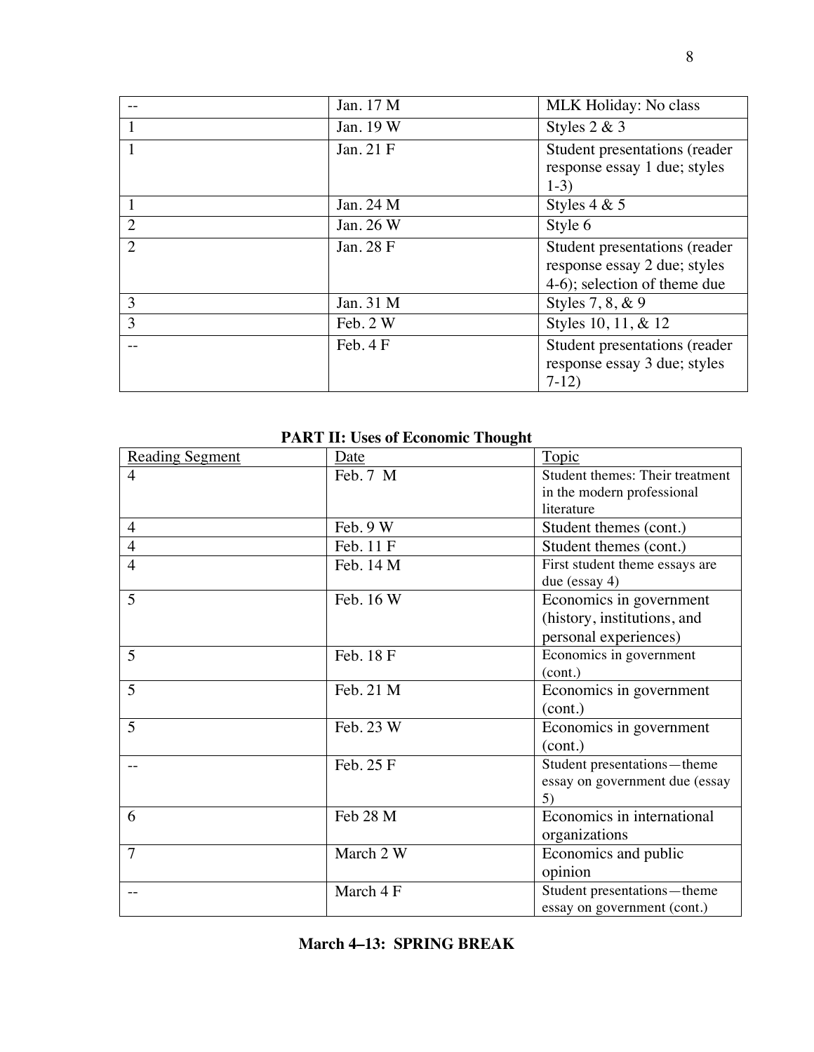| -- | Jan. 17 M | MLK Holiday: No class |
|---|---|---|
| 1 | Jan. 19 W | Styles 2 & 3 |
| 1 | Jan. 21 F | Student presentations (reader response essay 1 due; styles 1-3) |
| 1 | Jan. 24 M | Styles 4 & 5 |
| 2 | Jan. 26 W | Style 6 |
| 2 | Jan. 28 F | Student presentations (reader response essay 2 due; styles 4-6); selection of theme due |
| 3 | Jan. 31 M | Styles 7, 8, & 9 |
| 3 | Feb. 2 W | Styles 10, 11, & 12 |
| -- | Feb. 4 F | Student presentations (reader response essay 3 due; styles 7-12) |

**PART II: Uses of Economic Thought**

| Reading Segment | Date | Topic |
|---|---|---|
| 4 | Feb. 7 M | Student themes: Their treatment in the modern professional literature |
| 4 | Feb. 9 W | Student themes (cont.) |
| 4 | Feb. 11 F | Student themes (cont.) |
| 4 | Feb. 14 M | First student theme essays are due (essay 4) |
| 5 | Feb. 16 W | Economics in government (history, institutions, and personal experiences) |
| 5 | Feb. 18 F | Economics in government (cont.) |
| 5 | Feb. 21 M | Economics in government (cont.) |
| 5 | Feb. 23 W | Economics in government (cont.) |
| -- | Feb. 25 F | Student presentations—theme essay on government due (essay 5) |
| 6 | Feb 28 M | Economics in international organizations |
| 7 | March 2 W | Economics and public opinion |
| -- | March 4 F | Student presentations—theme essay on government (cont.) |

**March 4–13: SPRING BREAK**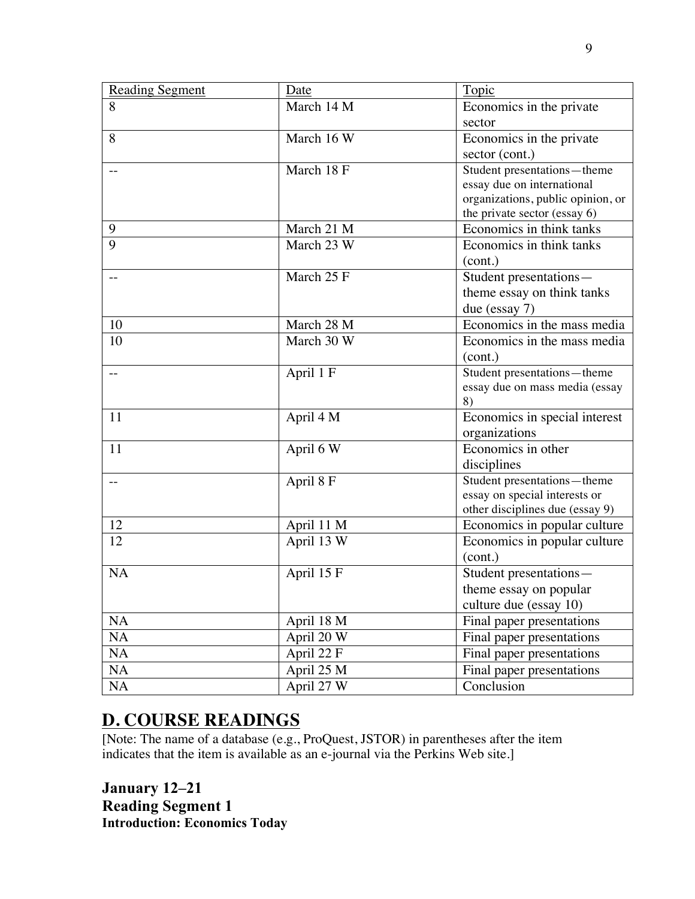| Reading Segment | Date | Topic |
| --- | --- | --- |
| 8 | March 14 M | Economics in the private sector |
| 8 | March 16 W | Economics in the private sector (cont.) |
| -- | March 18 F | Student presentations—theme essay due on international organizations, public opinion, or the private sector (essay 6) |
| 9 | March 21 M | Economics in think tanks |
| 9 | March 23 W | Economics in think tanks (cont.) |
| -- | March 25 F | Student presentations—theme essay on think tanks due (essay 7) |
| 10 | March 28 M | Economics in the mass media |
| 10 | March 30 W | Economics in the mass media (cont.) |
| -- | April 1 F | Student presentations—theme essay due on mass media (essay 8) |
| 11 | April 4 M | Economics in special interest organizations |
| 11 | April 6 W | Economics in other disciplines |
| -- | April 8 F | Student presentations—theme essay on special interests or other disciplines due (essay 9) |
| 12 | April 11 M | Economics in popular culture |
| 12 | April 13 W | Economics in popular culture (cont.) |
| NA | April 15 F | Student presentations—theme essay on popular culture due (essay 10) |
| NA | April 18 M | Final paper presentations |
| NA | April 20 W | Final paper presentations |
| NA | April 22 F | Final paper presentations |
| NA | April 25 M | Final paper presentations |
| NA | April 27 W | Conclusion |

## D. COURSE READINGS

[Note: The name of a database (e.g., ProQuest, JSTOR) in parentheses after the item indicates that the item is available as an e-journal via the Perkins Web site.]

### January 12–21
### Reading Segment 1
**Introduction: Economics Today**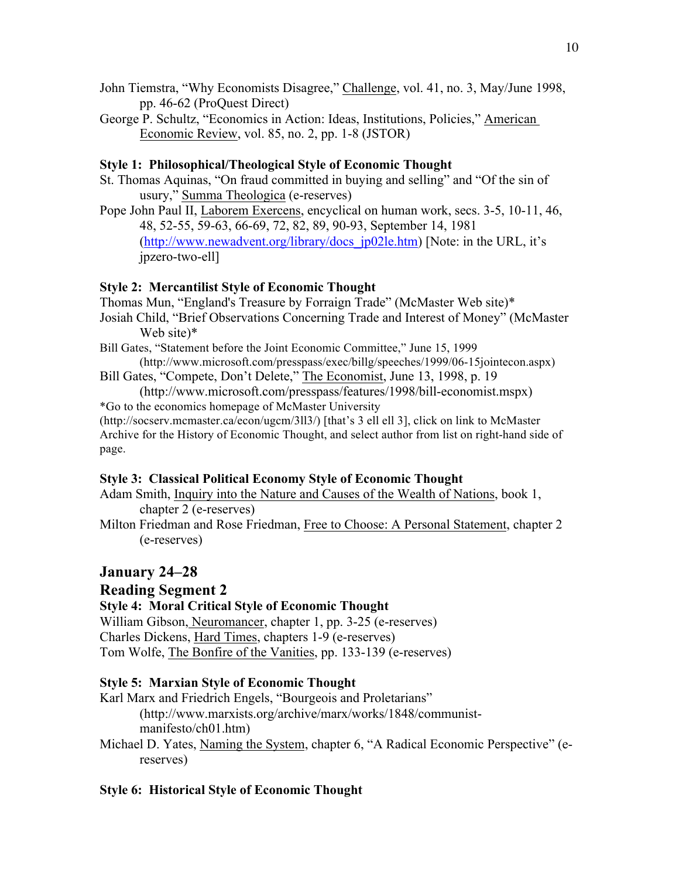John Tiemstra, "Why Economists Disagree," Challenge, vol. 41, no. 3, May/June 1998, pp. 46-62 (ProQuest Direct)

George P. Schultz, "Economics in Action: Ideas, Institutions, Policies," American Economic Review, vol. 85, no. 2, pp. 1-8 (JSTOR)

**Style 1: Philosophical/Theological Style of Economic Thought**

St. Thomas Aquinas, "On fraud committed in buying and selling" and "Of the sin of usury," Summa Theologica (e-reserves)

Pope John Paul II, Laborem Exercens, encyclical on human work, secs. 3-5, 10-11, 46, 48, 52-55, 59-63, 66-69, 72, 82, 89, 90-93, September 14, 1981 (http://www.newadvent.org/library/docs_jp02le.htm) [Note: in the URL, it's jpzero-two-ell]

**Style 2: Mercantilist Style of Economic Thought**

Thomas Mun, "England's Treasure by Forraign Trade" (McMaster Web site)*

Josiah Child, "Brief Observations Concerning Trade and Interest of Money" (McMaster Web site)*

Bill Gates, "Statement before the Joint Economic Committee," June 15, 1999 (http://www.microsoft.com/presspass/exec/billg/speeches/1999/06-15jointecon.aspx)

Bill Gates, "Compete, Don't Delete," The Economist, June 13, 1998, p. 19 (http://www.microsoft.com/presspass/features/1998/bill-economist.mspx)

*Go to the economics homepage of McMaster University (http://socserv.mcmaster.ca/econ/ugcm/3ll3/) [that's 3 ell ell 3], click on link to McMaster Archive for the History of Economic Thought, and select author from list on right-hand side of page.

**Style 3: Classical Political Economy Style of Economic Thought**

Adam Smith, Inquiry into the Nature and Causes of the Wealth of Nations, book 1, chapter 2 (e-reserves)

Milton Friedman and Rose Friedman, Free to Choose: A Personal Statement, chapter 2 (e-reserves)

## January 24–28

## Reading Segment 2

**Style 4: Moral Critical Style of Economic Thought**

William Gibson, Neuromancer, chapter 1, pp. 3-25 (e-reserves)

Charles Dickens, Hard Times, chapters 1-9 (e-reserves)

Tom Wolfe, The Bonfire of the Vanities, pp. 133-139 (e-reserves)

**Style 5: Marxian Style of Economic Thought**

Karl Marx and Friedrich Engels, "Bourgeois and Proletarians" (http://www.marxists.org/archive/marx/works/1848/communist-manifesto/ch01.htm)

Michael D. Yates, Naming the System, chapter 6, "A Radical Economic Perspective" (e-reserves)

**Style 6: Historical Style of Economic Thought**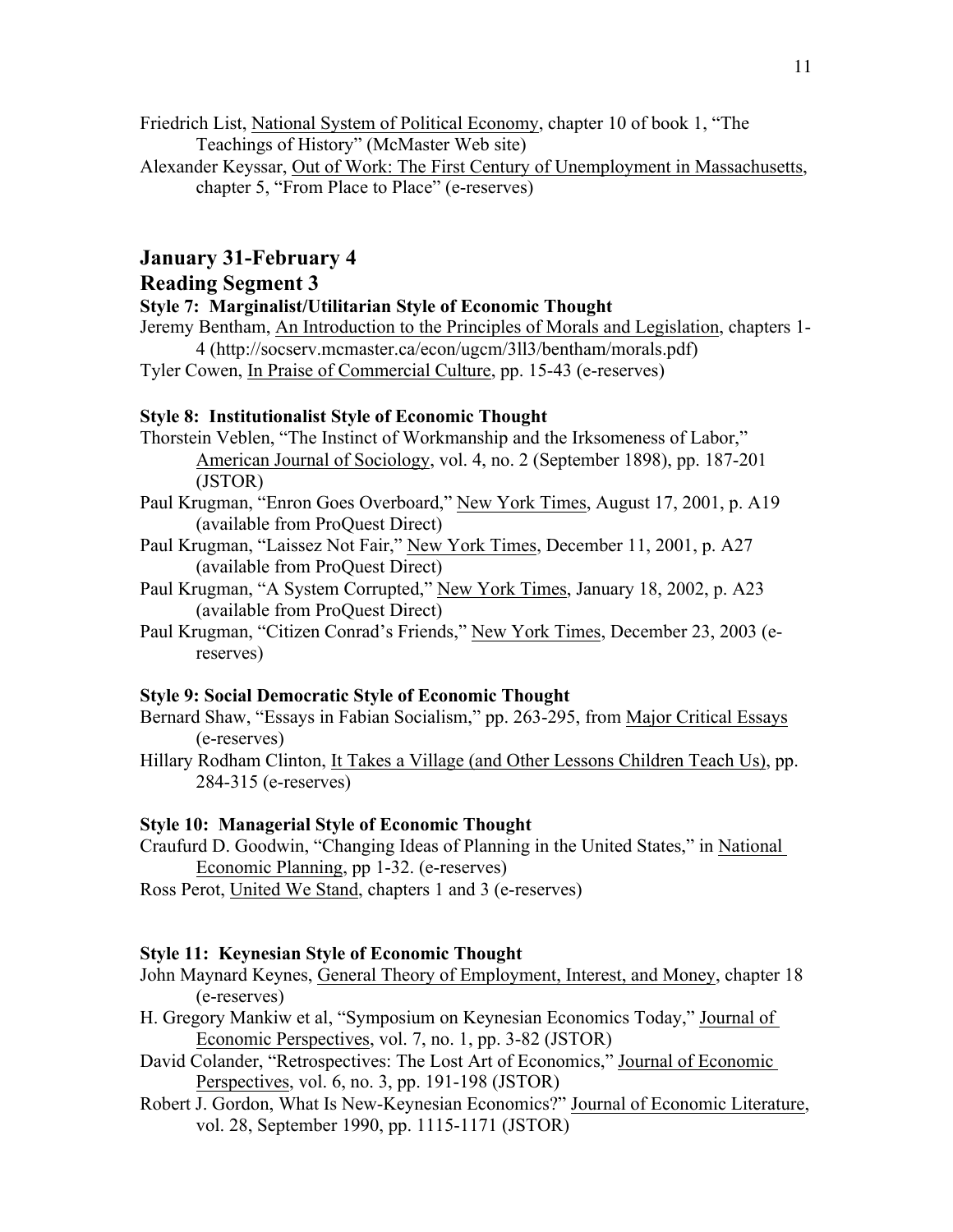Friedrich List, National System of Political Economy, chapter 10 of book 1, "The Teachings of History" (McMaster Web site)

Alexander Keyssar, Out of Work: The First Century of Unemployment in Massachusetts, chapter 5, "From Place to Place" (e-reserves)

## January 31-February 4

## Reading Segment 3

### Style 7: Marginalist/Utilitarian Style of Economic Thought

Jeremy Bentham, An Introduction to the Principles of Morals and Legislation, chapters 1-4 (http://socserv.mcmaster.ca/econ/ugcm/3ll3/bentham/morals.pdf)

Tyler Cowen, In Praise of Commercial Culture, pp. 15-43 (e-reserves)

### Style 8: Institutionalist Style of Economic Thought

Thorstein Veblen, "The Instinct of Workmanship and the Irksomeness of Labor," American Journal of Sociology, vol. 4, no. 2 (September 1898), pp. 187-201 (JSTOR)

Paul Krugman, "Enron Goes Overboard," New York Times, August 17, 2001, p. A19 (available from ProQuest Direct)

Paul Krugman, "Laissez Not Fair," New York Times, December 11, 2001, p. A27 (available from ProQuest Direct)

Paul Krugman, "A System Corrupted," New York Times, January 18, 2002, p. A23 (available from ProQuest Direct)

Paul Krugman, "Citizen Conrad's Friends," New York Times, December 23, 2003 (e-reserves)

### Style 9: Social Democratic Style of Economic Thought

Bernard Shaw, "Essays in Fabian Socialism," pp. 263-295, from Major Critical Essays (e-reserves)

Hillary Rodham Clinton, It Takes a Village (and Other Lessons Children Teach Us), pp. 284-315 (e-reserves)

### Style 10: Managerial Style of Economic Thought

Craufurd D. Goodwin, "Changing Ideas of Planning in the United States," in National Economic Planning, pp 1-32. (e-reserves)

Ross Perot, United We Stand, chapters 1 and 3 (e-reserves)

### Style 11: Keynesian Style of Economic Thought

John Maynard Keynes, General Theory of Employment, Interest, and Money, chapter 18 (e-reserves)

H. Gregory Mankiw et al, "Symposium on Keynesian Economics Today," Journal of Economic Perspectives, vol. 7, no. 1, pp. 3-82 (JSTOR)

David Colander, "Retrospectives: The Lost Art of Economics," Journal of Economic Perspectives, vol. 6, no. 3, pp. 191-198 (JSTOR)

Robert J. Gordon, What Is New-Keynesian Economics?" Journal of Economic Literature, vol. 28, September 1990, pp. 1115-1171 (JSTOR)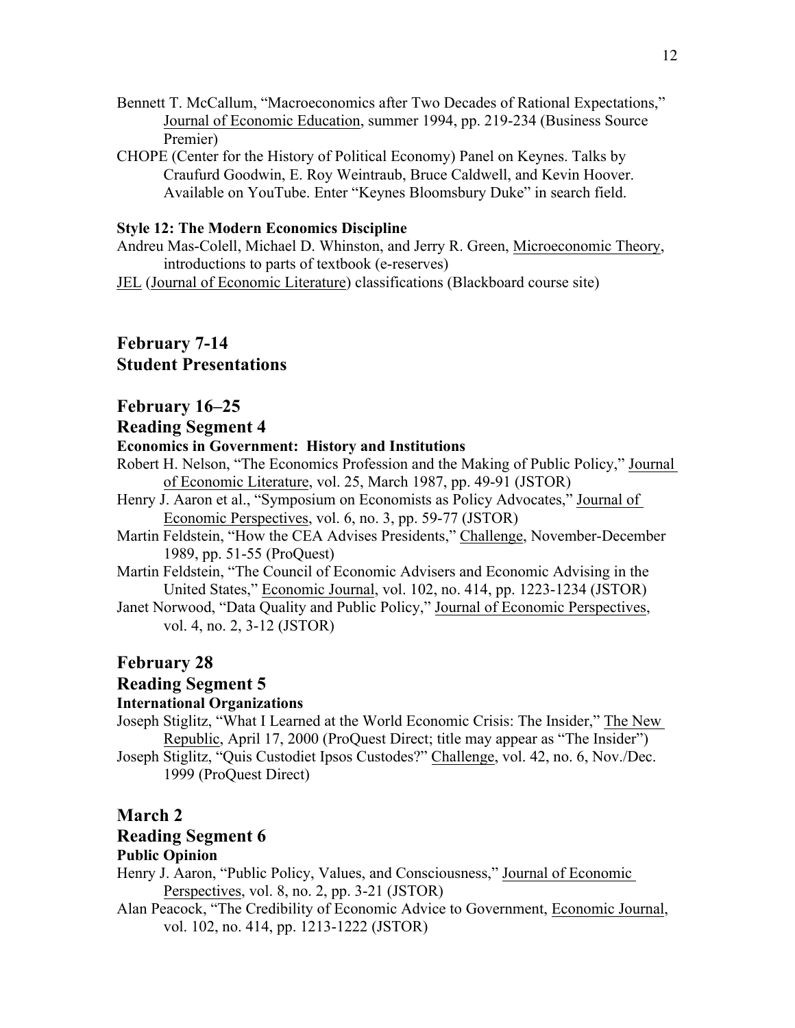Bennett T. McCallum, "Macroeconomics after Two Decades of Rational Expectations," Journal of Economic Education, summer 1994, pp. 219-234 (Business Source Premier)

CHOPE (Center for the History of Political Economy) Panel on Keynes. Talks by Craufurd Goodwin, E. Roy Weintraub, Bruce Caldwell, and Kevin Hoover. Available on YouTube. Enter "Keynes Bloomsbury Duke" in search field.

**Style 12: The Modern Economics Discipline**

Andreu Mas-Colell, Michael D. Whinston, and Jerry R. Green, Microeconomic Theory, introductions to parts of textbook (e-reserves)

JEL (Journal of Economic Literature) classifications (Blackboard course site)

## February 7-14
## Student Presentations

## February 16–25
## Reading Segment 4

**Economics in Government: History and Institutions**

Robert H. Nelson, "The Economics Profession and the Making of Public Policy," Journal of Economic Literature, vol. 25, March 1987, pp. 49-91 (JSTOR)

Henry J. Aaron et al., "Symposium on Economists as Policy Advocates," Journal of Economic Perspectives, vol. 6, no. 3, pp. 59-77 (JSTOR)

Martin Feldstein, "How the CEA Advises Presidents," Challenge, November-December 1989, pp. 51-55 (ProQuest)

Martin Feldstein, "The Council of Economic Advisers and Economic Advising in the United States," Economic Journal, vol. 102, no. 414, pp. 1223-1234 (JSTOR)

Janet Norwood, "Data Quality and Public Policy," Journal of Economic Perspectives, vol. 4, no. 2, 3-12 (JSTOR)

## February 28
## Reading Segment 5

**International Organizations**

Joseph Stiglitz, "What I Learned at the World Economic Crisis: The Insider," The New Republic, April 17, 2000 (ProQuest Direct; title may appear as "The Insider")

Joseph Stiglitz, "Quis Custodiet Ipsos Custodes?" Challenge, vol. 42, no. 6, Nov./Dec. 1999 (ProQuest Direct)

## March 2
## Reading Segment 6

**Public Opinion**

Henry J. Aaron, "Public Policy, Values, and Consciousness," Journal of Economic Perspectives, vol. 8, no. 2, pp. 3-21 (JSTOR)

Alan Peacock, "The Credibility of Economic Advice to Government, Economic Journal, vol. 102, no. 414, pp. 1213-1222 (JSTOR)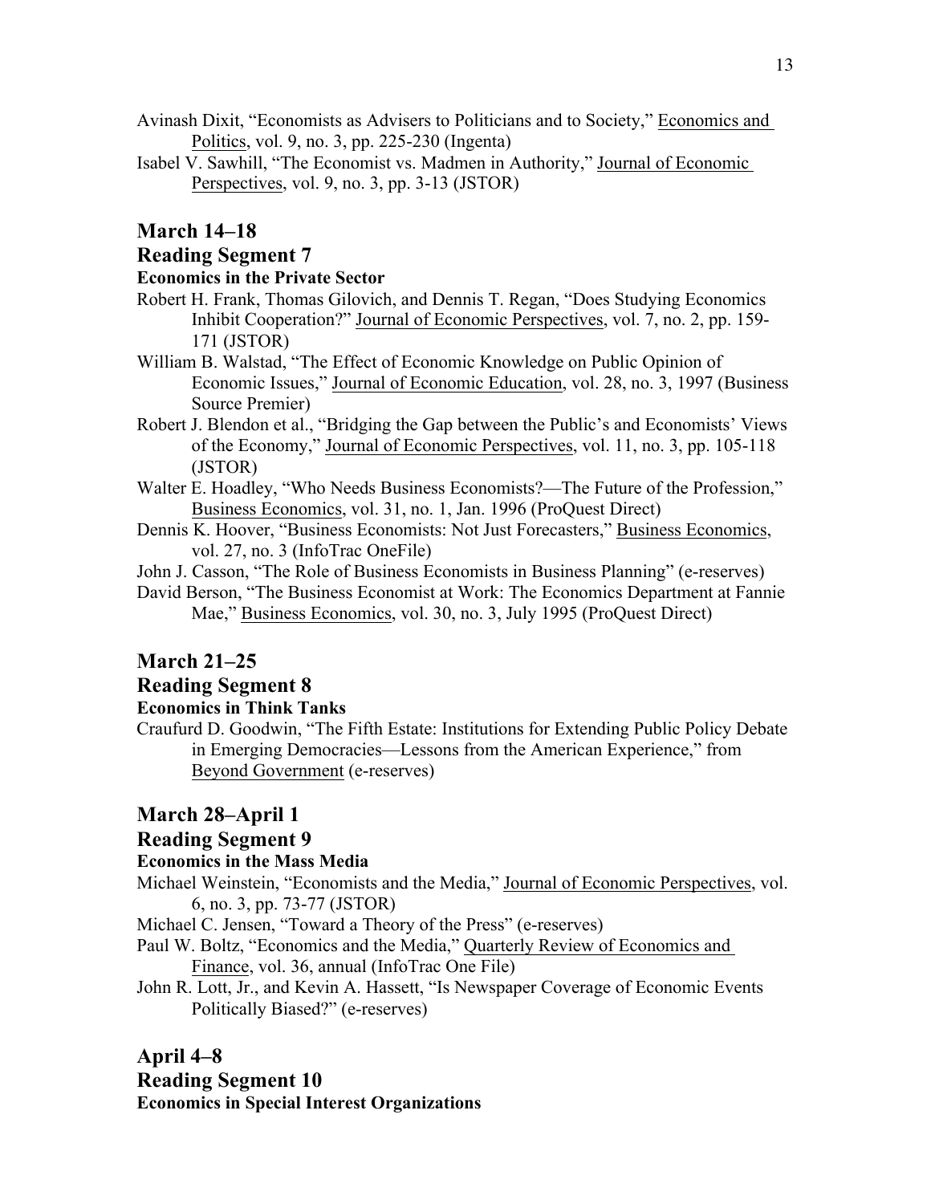Avinash Dixit, "Economists as Advisers to Politicians and to Society," Economics and Politics, vol. 9, no. 3, pp. 225-230 (Ingenta)

Isabel V. Sawhill, "The Economist vs. Madmen in Authority," Journal of Economic Perspectives, vol. 9, no. 3, pp. 3-13 (JSTOR)

## March 14–18

## Reading Segment 7

### Economics in the Private Sector

Robert H. Frank, Thomas Gilovich, and Dennis T. Regan, "Does Studying Economics Inhibit Cooperation?" Journal of Economic Perspectives, vol. 7, no. 2, pp. 159-171 (JSTOR)

William B. Walstad, "The Effect of Economic Knowledge on Public Opinion of Economic Issues," Journal of Economic Education, vol. 28, no. 3, 1997 (Business Source Premier)

Robert J. Blendon et al., "Bridging the Gap between the Public's and Economists' Views of the Economy," Journal of Economic Perspectives, vol. 11, no. 3, pp. 105-118 (JSTOR)

Walter E. Hoadley, "Who Needs Business Economists?—The Future of the Profession," Business Economics, vol. 31, no. 1, Jan. 1996 (ProQuest Direct)

Dennis K. Hoover, "Business Economists: Not Just Forecasters," Business Economics, vol. 27, no. 3 (InfoTrac OneFile)

John J. Casson, "The Role of Business Economists in Business Planning" (e-reserves)

David Berson, "The Business Economist at Work: The Economics Department at Fannie Mae," Business Economics, vol. 30, no. 3, July 1995 (ProQuest Direct)

## March 21–25

## Reading Segment 8

### Economics in Think Tanks

Craufurd D. Goodwin, "The Fifth Estate: Institutions for Extending Public Policy Debate in Emerging Democracies—Lessons from the American Experience," from Beyond Government (e-reserves)

## March 28–April 1

## Reading Segment 9

### Economics in the Mass Media

Michael Weinstein, "Economists and the Media," Journal of Economic Perspectives, vol. 6, no. 3, pp. 73-77 (JSTOR)

Michael C. Jensen, "Toward a Theory of the Press" (e-reserves)

Paul W. Boltz, "Economics and the Media," Quarterly Review of Economics and Finance, vol. 36, annual (InfoTrac One File)

John R. Lott, Jr., and Kevin A. Hassett, "Is Newspaper Coverage of Economic Events Politically Biased?" (e-reserves)

## April 4–8

## Reading Segment 10

### Economics in Special Interest Organizations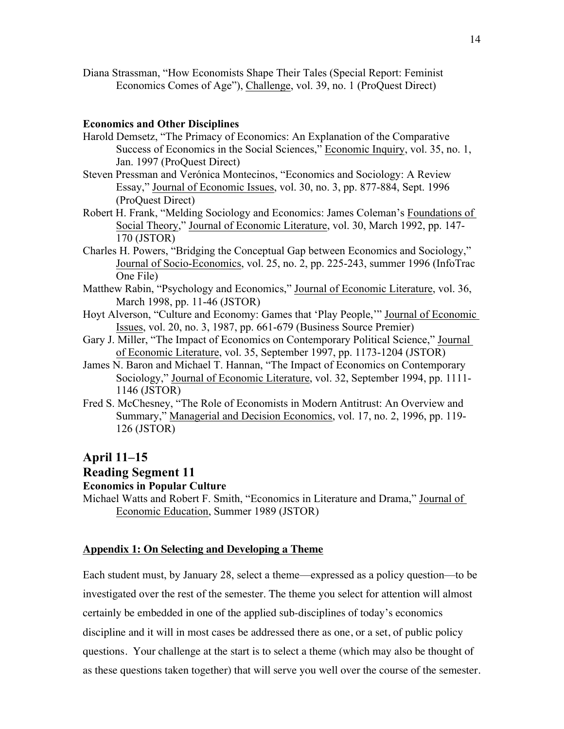Diana Strassman, "How Economists Shape Their Tales (Special Report: Feminist Economics Comes of Age"), Challenge, vol. 39, no. 1 (ProQuest Direct)

**Economics and Other Disciplines**

Harold Demsetz, "The Primacy of Economics: An Explanation of the Comparative Success of Economics in the Social Sciences," Economic Inquiry, vol. 35, no. 1, Jan. 1997 (ProQuest Direct)

Steven Pressman and Verónica Montecinos, "Economics and Sociology: A Review Essay," Journal of Economic Issues, vol. 30, no. 3, pp. 877-884, Sept. 1996 (ProQuest Direct)

Robert H. Frank, "Melding Sociology and Economics: James Coleman's Foundations of Social Theory," Journal of Economic Literature, vol. 30, March 1992, pp. 147-170 (JSTOR)

Charles H. Powers, "Bridging the Conceptual Gap between Economics and Sociology," Journal of Socio-Economics, vol. 25, no. 2, pp. 225-243, summer 1996 (InfoTrac One File)

Matthew Rabin, "Psychology and Economics," Journal of Economic Literature, vol. 36, March 1998, pp. 11-46 (JSTOR)

Hoyt Alverson, "Culture and Economy: Games that 'Play People,'" Journal of Economic Issues, vol. 20, no. 3, 1987, pp. 661-679 (Business Source Premier)

Gary J. Miller, "The Impact of Economics on Contemporary Political Science," Journal of Economic Literature, vol. 35, September 1997, pp. 1173-1204 (JSTOR)

James N. Baron and Michael T. Hannan, "The Impact of Economics on Contemporary Sociology," Journal of Economic Literature, vol. 32, September 1994, pp. 1111-1146 (JSTOR)

Fred S. McChesney, "The Role of Economists in Modern Antitrust: An Overview and Summary," Managerial and Decision Economics, vol. 17, no. 2, 1996, pp. 119-126 (JSTOR)

## April 11–15

## Reading Segment 11

**Economics in Popular Culture**

Michael Watts and Robert F. Smith, "Economics in Literature and Drama," Journal of Economic Education, Summer 1989 (JSTOR)

### Appendix 1: On Selecting and Developing a Theme

Each student must, by January 28, select a theme—expressed as a policy question—to be investigated over the rest of the semester. The theme you select for attention will almost certainly be embedded in one of the applied sub-disciplines of today's economics discipline and it will in most cases be addressed there as one, or a set, of public policy questions. Your challenge at the start is to select a theme (which may also be thought of as these questions taken together) that will serve you well over the course of the semester.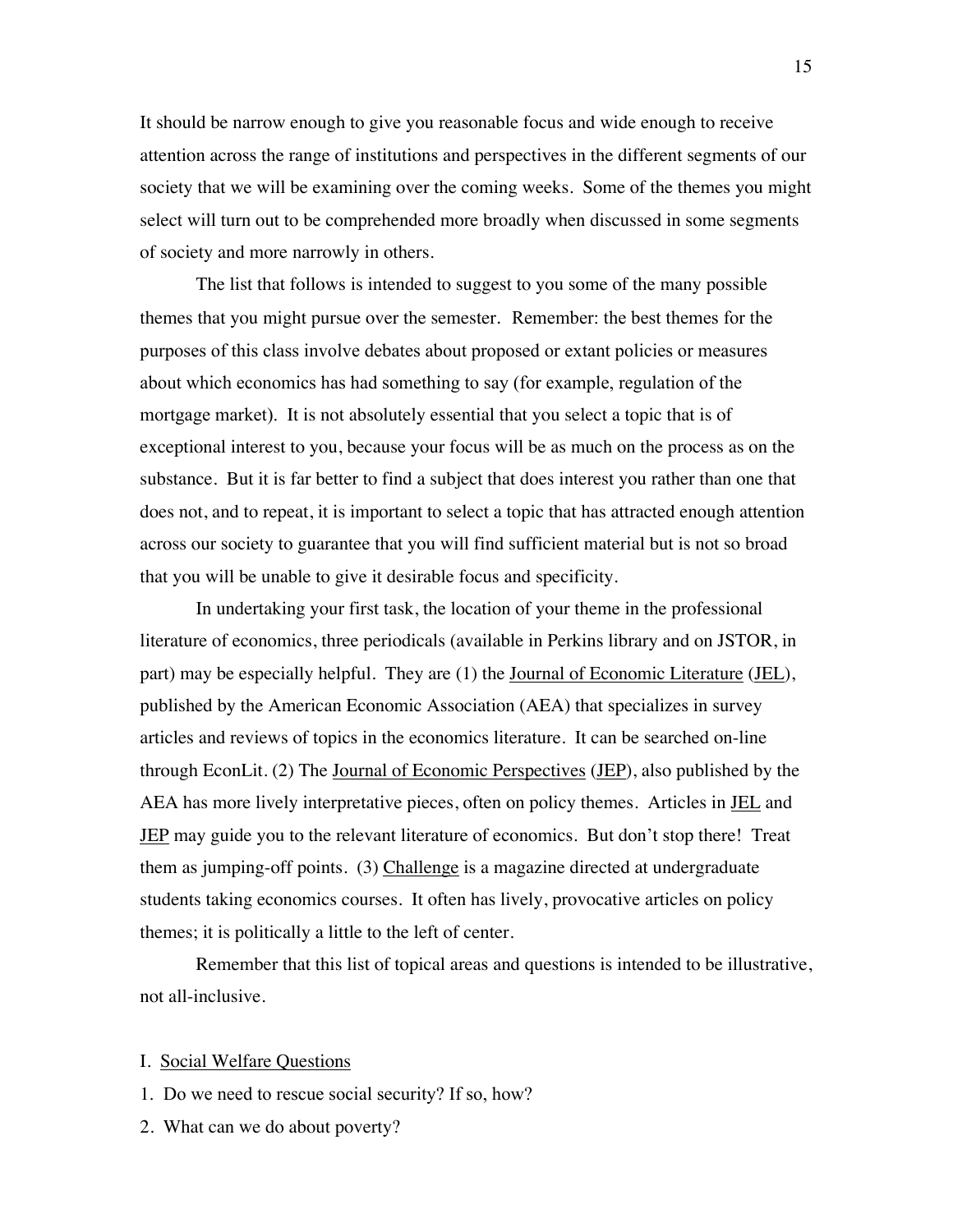It should be narrow enough to give you reasonable focus and wide enough to receive attention across the range of institutions and perspectives in the different segments of our society that we will be examining over the coming weeks. Some of the themes you might select will turn out to be comprehended more broadly when discussed in some segments of society and more narrowly in others.

The list that follows is intended to suggest to you some of the many possible themes that you might pursue over the semester. Remember: the best themes for the purposes of this class involve debates about proposed or extant policies or measures about which economics has had something to say (for example, regulation of the mortgage market). It is not absolutely essential that you select a topic that is of exceptional interest to you, because your focus will be as much on the process as on the substance. But it is far better to find a subject that does interest you rather than one that does not, and to repeat, it is important to select a topic that has attracted enough attention across our society to guarantee that you will find sufficient material but is not so broad that you will be unable to give it desirable focus and specificity.

In undertaking your first task, the location of your theme in the professional literature of economics, three periodicals (available in Perkins library and on JSTOR, in part) may be especially helpful. They are (1) the Journal of Economic Literature (JEL), published by the American Economic Association (AEA) that specializes in survey articles and reviews of topics in the economics literature. It can be searched on-line through EconLit. (2) The Journal of Economic Perspectives (JEP), also published by the AEA has more lively interpretative pieces, often on policy themes. Articles in JEL and JEP may guide you to the relevant literature of economics. But don't stop there! Treat them as jumping-off points. (3) Challenge is a magazine directed at undergraduate students taking economics courses. It often has lively, provocative articles on policy themes; it is politically a little to the left of center.

Remember that this list of topical areas and questions is intended to be illustrative, not all-inclusive.

I. Social Welfare Questions

1. Do we need to rescue social security? If so, how?
2. What can we do about poverty?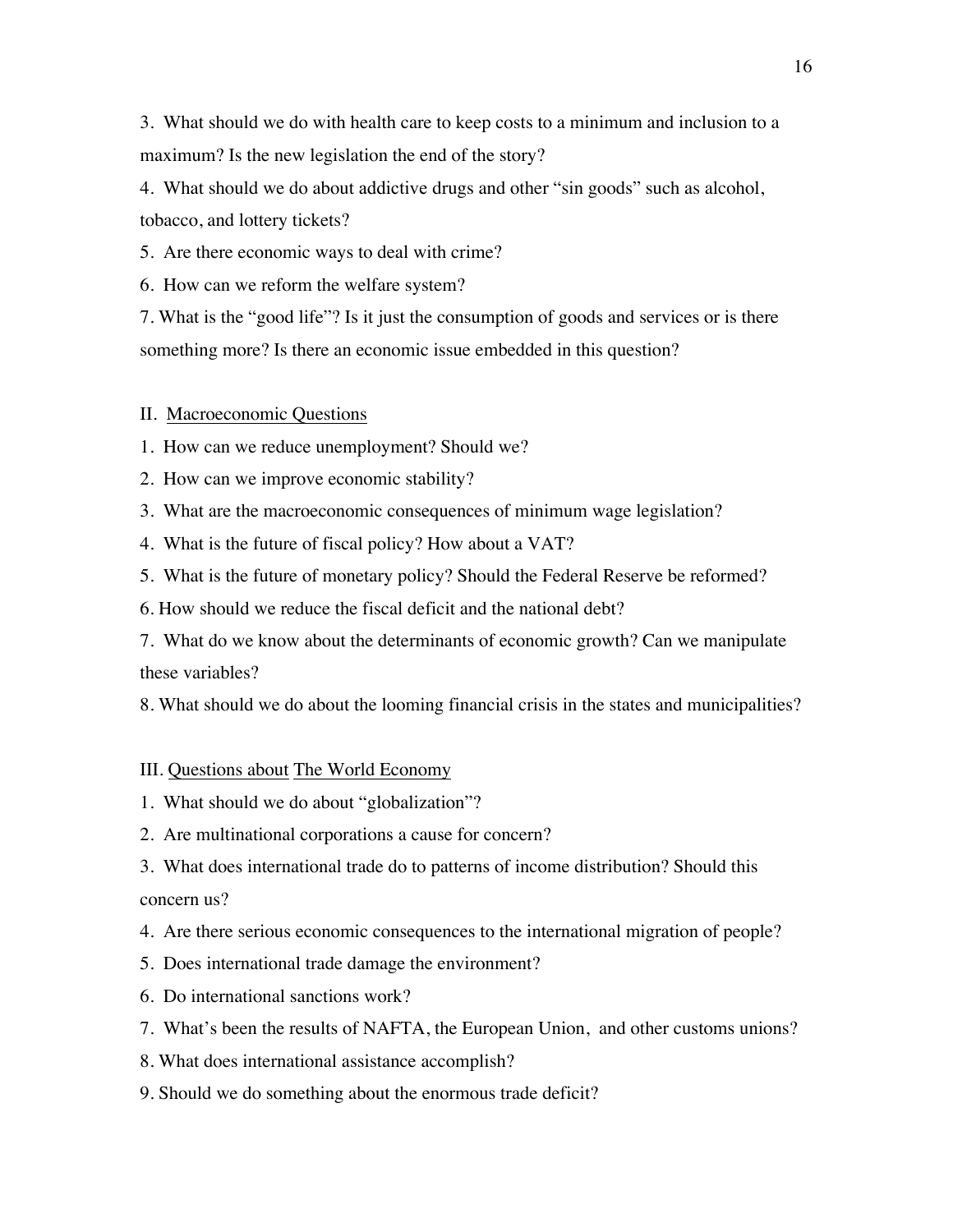3. What should we do with health care to keep costs to a minimum and inclusion to a maximum? Is the new legislation the end of the story?

4. What should we do about addictive drugs and other “sin goods” such as alcohol, tobacco, and lottery tickets?

5. Are there economic ways to deal with crime?

6. How can we reform the welfare system?

7. What is the “good life”? Is it just the consumption of goods and services or is there something more? Is there an economic issue embedded in this question?

II. <u>Macroeconomic Questions</u>

1. How can we reduce unemployment? Should we?

2. How can we improve economic stability?

3. What are the macroeconomic consequences of minimum wage legislation?

4. What is the future of fiscal policy? How about a VAT?

5. What is the future of monetary policy? Should the Federal Reserve be reformed?

6. How should we reduce the fiscal deficit and the national debt?

7. What do we know about the determinants of economic growth? Can we manipulate these variables?

8. What should we do about the looming financial crisis in the states and municipalities?

III. <u>Questions about</u> <u>The World Economy</u>

1. What should we do about “globalization”?

2. Are multinational corporations a cause for concern?

3. What does international trade do to patterns of income distribution? Should this concern us?

4. Are there serious economic consequences to the international migration of people?

5. Does international trade damage the environment?

6. Do international sanctions work?

7. What’s been the results of NAFTA, the European Union, and other customs unions?

8. What does international assistance accomplish?

9. Should we do something about the enormous trade deficit?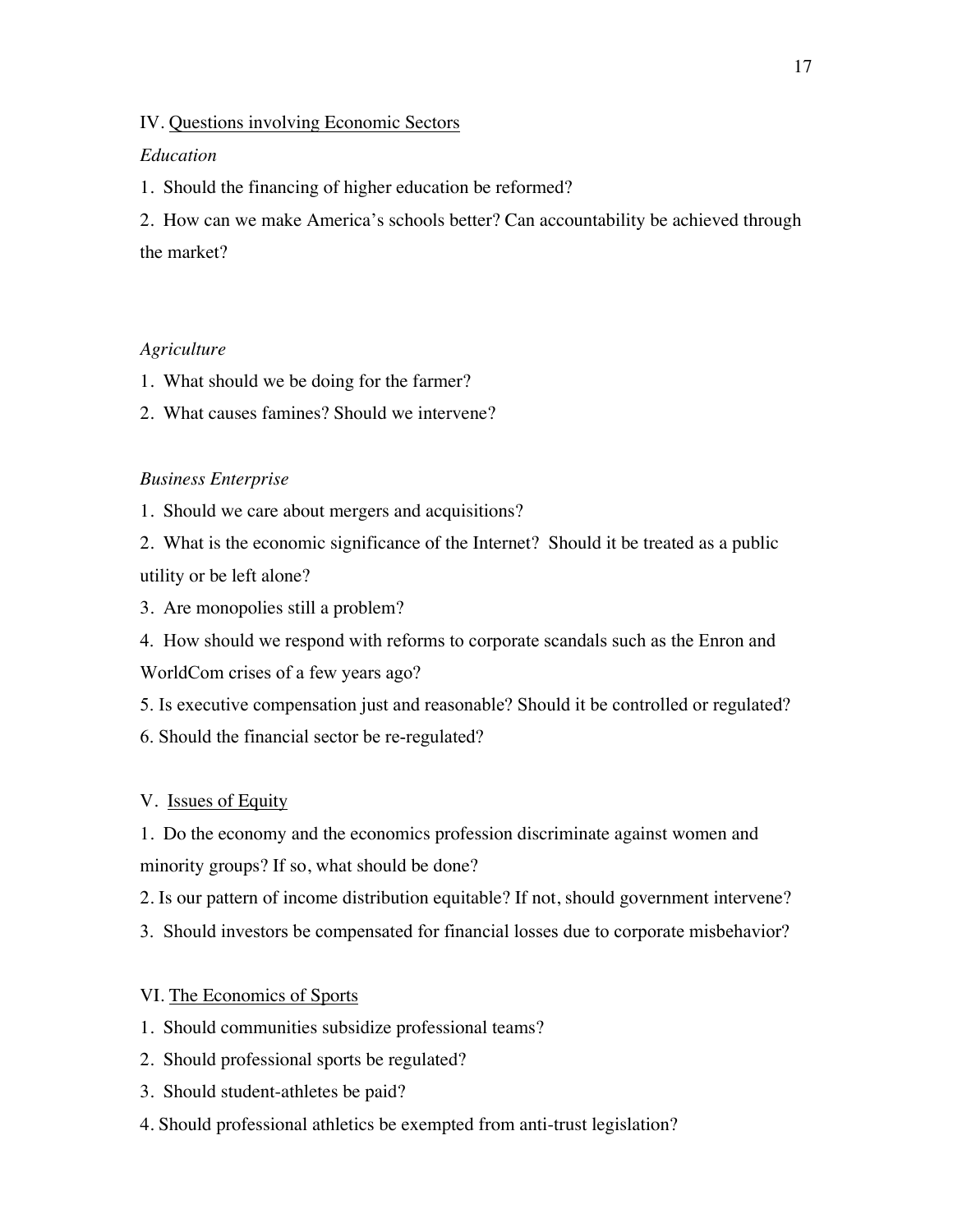## IV. <u>Questions involving Economic Sectors</u>

*Education*

1. Should the financing of higher education be reformed?
2. How can we make America's schools better? Can accountability be achieved through the market?

*Agriculture*

1. What should we be doing for the farmer?
2. What causes famines? Should we intervene?

*Business Enterprise*

1. Should we care about mergers and acquisitions?
2. What is the economic significance of the Internet? Should it be treated as a public utility or be left alone?
3. Are monopolies still a problem?
4. How should we respond with reforms to corporate scandals such as the Enron and WorldCom crises of a few years ago?
5. Is executive compensation just and reasonable? Should it be controlled or regulated?
6. Should the financial sector be re-regulated?

## V. <u>Issues of Equity</u>

1. Do the economy and the economics profession discriminate against women and minority groups? If so, what should be done?
2. Is our pattern of income distribution equitable? If not, should government intervene?
3. Should investors be compensated for financial losses due to corporate misbehavior?

## VI. <u>The Economics of Sports</u>

1. Should communities subsidize professional teams?
2. Should professional sports be regulated?
3. Should student-athletes be paid?
4. Should professional athletics be exempted from anti-trust legislation?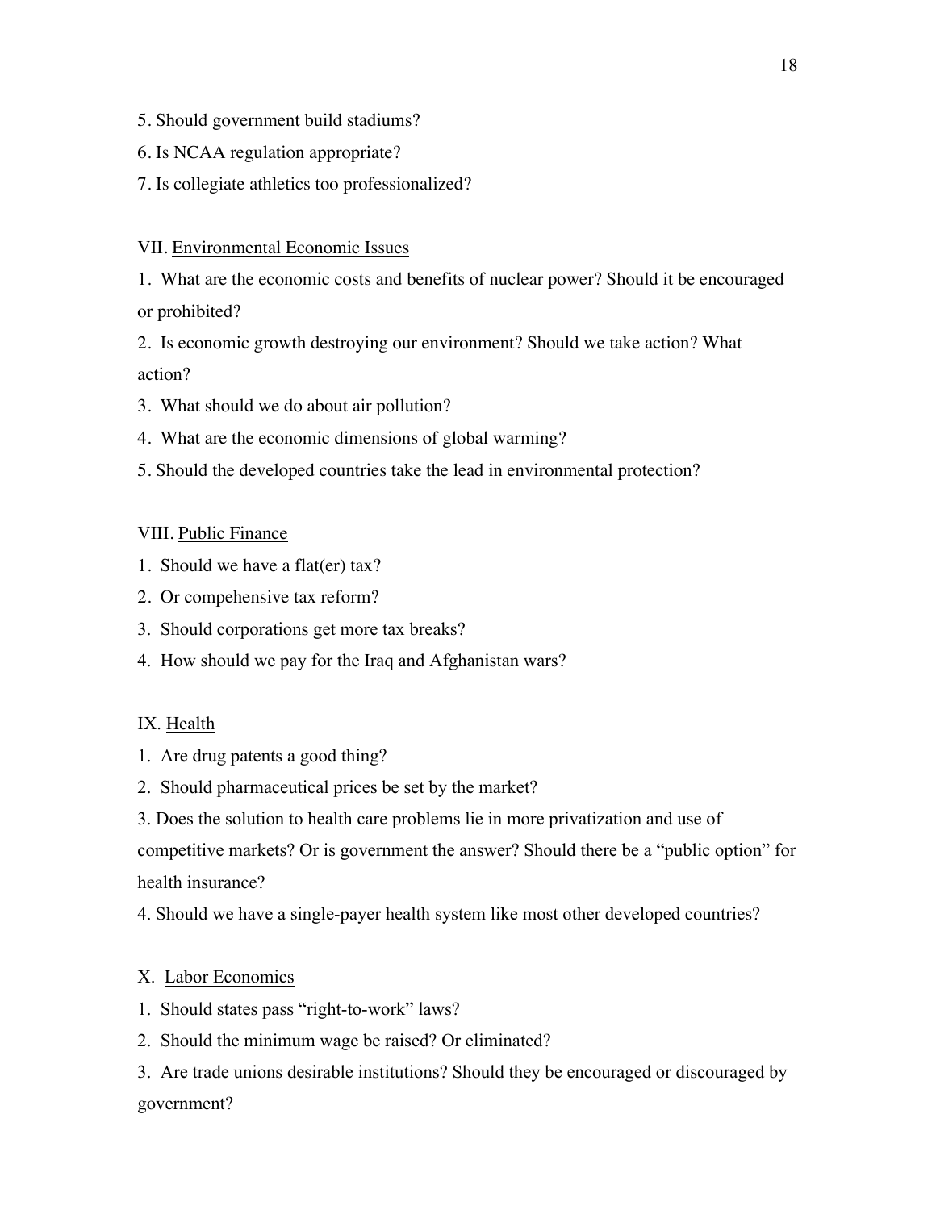5. Should government build stadiums?
6. Is NCAA regulation appropriate?
7. Is collegiate athletics too professionalized?

VII. <u>Environmental Economic Issues</u>

1. What are the economic costs and benefits of nuclear power? Should it be encouraged or prohibited?
2. Is economic growth destroying our environment? Should we take action? What action?
3. What should we do about air pollution?
4. What are the economic dimensions of global warming?
5. Should the developed countries take the lead in environmental protection?

VIII. <u>Public Finance</u>

1. Should we have a flat(er) tax?
2. Or compehensive tax reform?
3. Should corporations get more tax breaks?
4. How should we pay for the Iraq and Afghanistan wars?

IX. <u>Health</u>

1. Are drug patents a good thing?
2. Should pharmaceutical prices be set by the market?
3. Does the solution to health care problems lie in more privatization and use of competitive markets? Or is government the answer? Should there be a "public option" for health insurance?
4. Should we have a single-payer health system like most other developed countries?

X. <u>Labor Economics</u>

1. Should states pass "right-to-work" laws?
2. Should the minimum wage be raised? Or eliminated?
3. Are trade unions desirable institutions? Should they be encouraged or discouraged by government?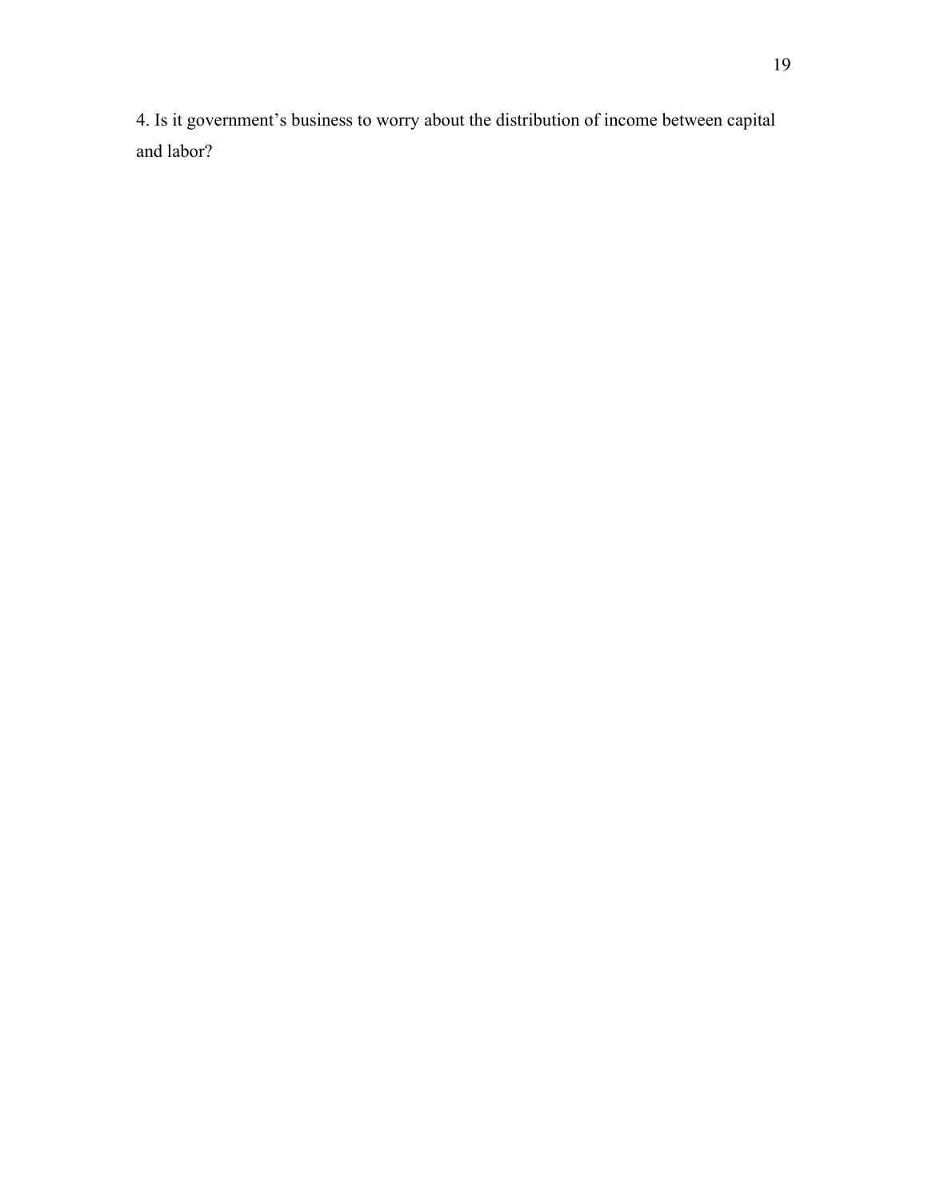4. Is it government’s business to worry about the distribution of income between capital and labor?